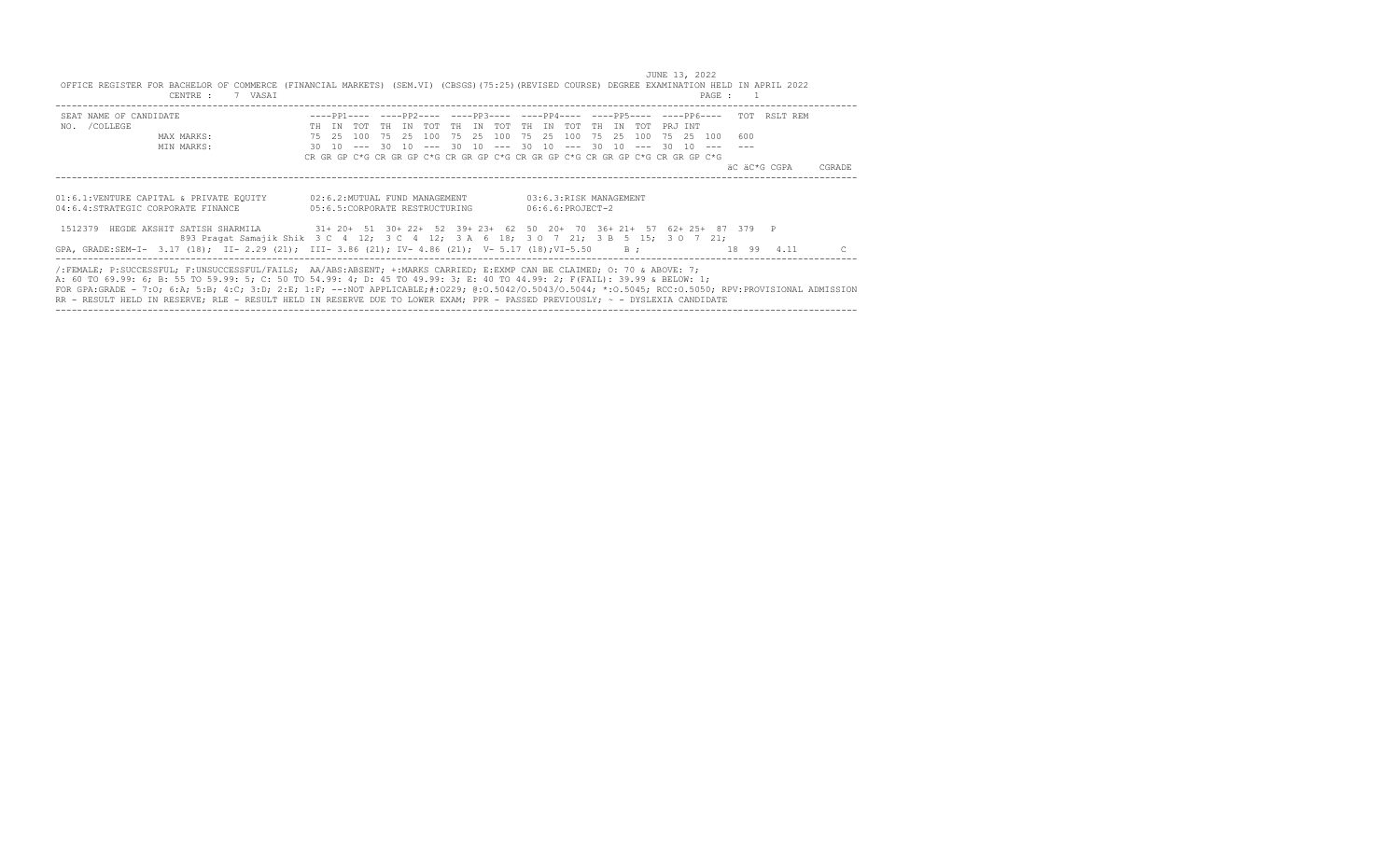JUNE 13, 2022

OFFICE REGISTER FOR BACHELOR OF COMMERCE (FINANCIAL MARKETS) (SEM.VI) (CBSGS)(75:25)(REVISED COURSE) DEGREE EXAMINATION HELD IN APRIL 2022

CENTRE : 7 VASAI

| SEAT NO. | NAME OF CANDIDATE /COLLEGE | ----PP1---- | | | ----PP2---- | | | ----PP3---- | | | ----PP4---- | | | ----PP5---- | | | ----PP6---- | | | TOT | RSLT | REM |
|---|---|---|---|---|---|---|---|---|---|---|---|---|---|---|---|---|---|---|---|---|---|---|---|
| | | TH | IN | TOT | TH | IN | TOT | TH | IN | TOT | TH | IN | TOT | TH | IN | TOT | PRJ | INT | | | | | |
| | MAX MARKS: | 75 | 25 | 100 | 75 | 25 | 100 | 75 | 25 | 100 | 75 | 25 | 100 | 75 | 25 | 100 | 75 | 25 | 100 | 600 | | | |
| | MIN MARKS: | 30 | 10 | --- | 30 | 10 | --- | 30 | 10 | --- | 30 | 10 | --- | 30 | 10 | --- | 30 | 10 | --- | --- | | | |

CR GR GP C*G CR GR GP C*G CR GR GP C*G CR GR GP C*G CR GR GP C*G CR GR GP C*G äC äC*G CGPA CGRADE

01:6.1:VENTURE CAPITAL & PRIVATE EQUITY 02:6.2:MUTUAL FUND MANAGEMENT 03:6.3:RISK MANAGEMENT
04:6.4:STRATEGIC CORPORATE FINANCE 05:6.5:CORPORATE RESTRUCTURING 06:6.6:PROJECT-2

```
 1512379  HEGDE AKSHIT SATISH SHARMILA         31+ 20+  51  30+ 22+  52  39+ 23+  62  50  20+  70  36+ 21+  57  62+ 25+  87  379   P
                893 Pragat Samajik Shik  3 C  4  12;  3 C  4  12;  3 A  6  18;  3 O  7  21;  3 B  5  15;  3 O  7  21;
GPA, GRADE:SEM-I- 3.17 (18);  II- 2.29 (21);  III- 3.86 (21); IV- 4.86 (21);  V- 5.17 (18);VI-5.50      B ;              18  99   4.11       C
```

/:FEMALE; P:SUCCESSFUL; F:UNSUCCESSFUL/FAILS; AA/ABS:ABSENT; +:MARKS CARRIED; E:EXMP CAN BE CLAIMED; O: 70 & ABOVE: 7;
A: 60 TO 69.99: 6; B: 55 TO 59.99: 5; C: 50 TO 54.99: 4; D: 45 TO 49.99: 3; E: 40 TO 44.99: 2; F(FAIL): 39.99 & BELOW: 1;
FOR GPA:GRADE - 7:O; 6:A; 5:B; 4:C; 3:D; 2:E; 1:F; --:NOT APPLICABLE;#:O229; @:O.5042/O.5043/O.5044; *:O.5045; RCC:O.5050; RPV:PROVISIONAL ADMISSION
RR - RESULT HELD IN RESERVE; RLE - RESULT HELD IN RESERVE DUE TO LOWER EXAM; PPR - PASSED PREVIOUSLY; ~ - DYSLEXIA CANDIDATE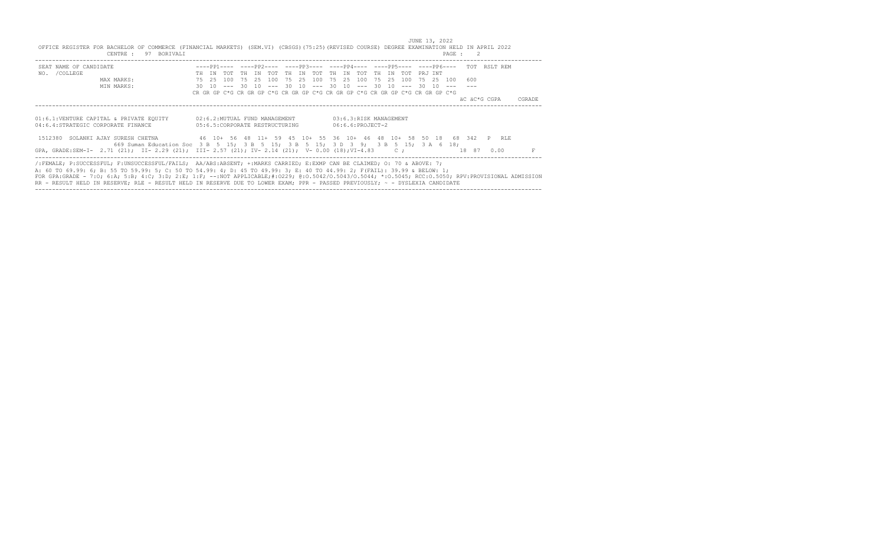JUNE 13, 2022

OFFICE REGISTER FOR BACHELOR OF COMMERCE (FINANCIAL MARKETS) (SEM.VI) (CBSGS)(75:25)(REVISED COURSE) DEGREE EXAMINATION HELD IN APRIL 2022

CENTRE : 97 BORIVALI

```
SEAT NAME OF CANDIDATE                ----PP1----  ----PP2----  ----PP3----  ----PP4----  ----PP5----  ----PP6----   TOT  RSLT REM
NO.  /COLLEGE                         TH  IN  TOT  TH  IN  TOT  TH  IN  TOT  TH  IN  TOT  TH  IN  TOT  PRJ INT
               MAX MARKS:             75  25  100  75  25  100  75  25  100  75  25  100  75  25  100  75  25  100   600
               MIN MARKS:             30  10  ---  30  10  ---  30  10  ---  30  10  ---  30  10  ---  30  10  ---   ---
                                      CR GR GP C*G CR GR GP C*G CR GR GP C*G CR GR GP C*G CR GR GP C*G CR GR GP C*G
                                                                                                       äC äC*G CGPA     CGRADE
```

```
01:6.1:VENTURE CAPITAL & PRIVATE EQUITY      02:6.2:MUTUAL FUND MANAGEMENT         03:6.3:RISK MANAGEMENT
04:6.4:STRATEGIC CORPORATE FINANCE           05:6.5:CORPORATE RESTRUCTURING        06:6.6:PROJECT-2

 1512380  SOLANKI AJAY SURESH CHETNA          46  10+  56  48  11+  59  45  10+  55  36  10+  46  48  10+  58  50  18   68  342   P   RLE
                  669 Suman Education Soc  3 B  5  15;  3 B  5  15;  3 B  5  15;  3 D  3  9;  3 B  5  15;  3 A  6  18;
GPA, GRADE:SEM-I- 2.71 (21); II- 2.29 (21); III- 2.57 (21); IV- 2.14 (21); V- 0.00 (18);VI-4.83     C ;              18  87   0.00       F
```

/:FEMALE; P:SUCCESSFUL; F:UNSUCCESSFUL/FAILS; AA/ABS:ABSENT; +:MARKS CARRIED; E:EXMP CAN BE CLAIMED; O: 70 & ABOVE: 7;
A: 60 TO 69.99: 6; B: 55 TO 59.99: 5; C: 50 TO 54.99: 4; D: 45 TO 49.99: 3; E: 40 TO 44.99: 2; F(FAIL): 39.99 & BELOW: 1;
FOR GPA:GRADE - 7:O; 6:A; 5:B; 4:C; 3:D; 2:E; 1:F; --:NOT APPLICABLE;#:O229; @:O.5042/O.5043/O.5044; *:O.5045; RCC:O.5050; RPV:PROVISIONAL ADMISSION
RR - RESULT HELD IN RESERVE; RLE - RESULT HELD IN RESERVE DUE TO LOWER EXAM; PPR - PASSED PREVIOUSLY; ~ - DYSLEXIA CANDIDATE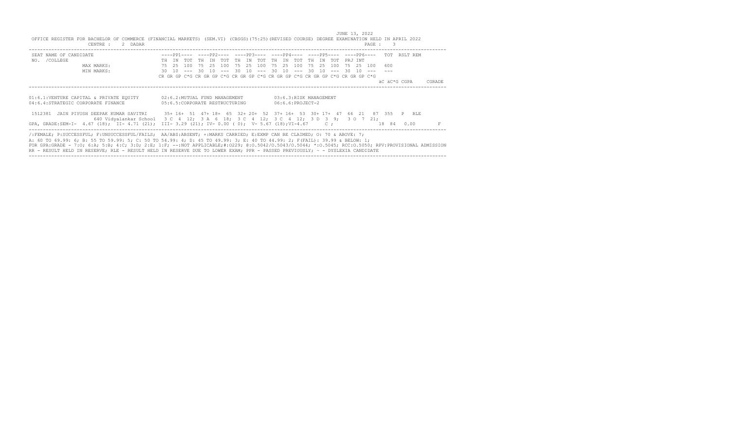JUNE 13, 2022

OFFICE REGISTER FOR BACHELOR OF COMMERCE (FINANCIAL MARKETS) (SEM.VI) (CBSGS)(75:25)(REVISED COURSE) DEGREE EXAMINATION HELD IN APRIL 2022

CENTRE : 2 DADAR

```
SEAT NAME OF CANDIDATE                   ----PP1----  ----PP2----  ----PP3----  ----PP4----  ----PP5----  ----PP6----   TOT  RSLT REM
NO.  /COLLEGE                            TH  IN  TOT  TH  IN  TOT  TH  IN  TOT  TH  IN  TOT  TH  IN  TOT  PRJ INT
                MAX MARKS:               75  25  100  75  25  100  75  25  100  75  25  100  75  25  100  75  25  100   600
                MIN MARKS:               30  10  ---  30  10  ---  30  10  ---  30  10  ---  30  10  ---  30  10  ---   ---
                                         CR GR GP C*G CR GR GP C*G CR GR GP C*G CR GR GP C*G CR GR GP C*G CR GR GP C*G
                                                                                                               äC äC*G CGPA    CGRADE

01:6.1:VENTURE CAPITAL & PRIVATE EQUITY       02:6.2:MUTUAL FUND MANAGEMENT          03:6.3:RISK MANAGEMENT
04:6.4:STRATEGIC CORPORATE FINANCE            05:6.5:CORPORATE RESTRUCTURING         06:6.6:PROJECT-2

 1512381  JAIN PIYUSH DEEPAK KUMAR SAVITRI      35+ 16+  51  47+ 18+  65  32+ 20+  52  37+ 16+  53  30+ 17+  47  66  21   87  355   P   RLE
                 640 Vidyalankar School   3 C  4  12;  3 A  6  18;  3 C  4  12;  3 C  4  12;  3 D  3  9;   3 O  7  21;
GPA, GRADE:SEM-I-  4.67 (18);  II- 4.71 (21);  III- 3.29 (21); IV- 0.00 ( 0);  V- 5.67 (18);VI-4.67       C ;              18  84   0.00       F
```

/:FEMALE; P:SUCCESSFUL; F:UNSUCCESSFUL/FAILS; AA/ABS:ABSENT; +:MARKS CARRIED; E:EXMP CAN BE CLAIMED; O: 70 & ABOVE: 7;
A: 60 TO 69.99: 6; B: 55 TO 59.99: 5; C: 50 TO 54.99: 4; D: 45 TO 49.99: 3; E: 40 TO 44.99: 2; F(FAIL): 39.99 & BELOW: 1;
FOR GPA:GRADE - 7:O; 6:A; 5:B; 4:C; 3:D; 2:E; 1:F; --:NOT APPLICABLE;#:O229; @:O.5042/O.5043/O.5044; *:O.5045; RCC:O.5050; RPV:PROVISIONAL ADMISSION
RR - RESULT HELD IN RESERVE; RLE - RESULT HELD IN RESERVE DUE TO LOWER EXAM; PPR - PASSED PREVIOUSLY; ~ - DYSLEXIA CANDIDATE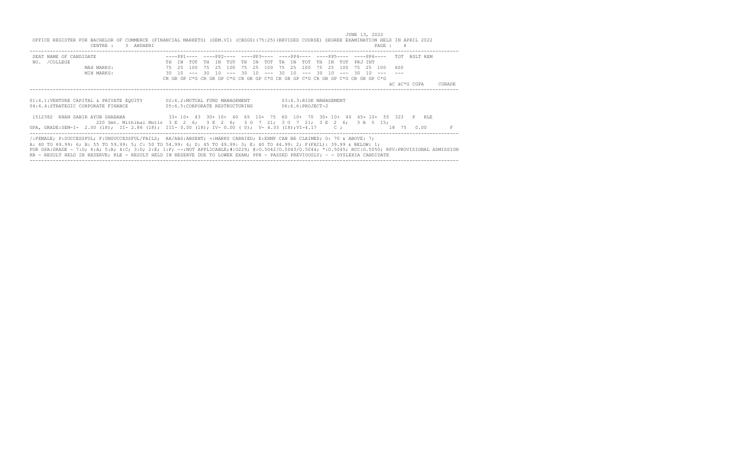JUNE 13, 2022

OFFICE REGISTER FOR BACHELOR OF COMMERCE (FINANCIAL MARKETS) (SEM.VI) (CBSGS)(75:25)(REVISED COURSE) DEGREE EXAMINATION HELD IN APRIL 2022

CENTRE : 3 ANDHERI PAGE : 4

```
SEAT NAME OF CANDIDATE            ----PP1----  ----PP2----  ----PP3----  ----PP4----  ----PP5----  ----PP6----   TOT  RSLT REM
NO.  /COLLEGE                     TH  IN  TOT  TH  IN  TOT  TH  IN  TOT  TH  IN  TOT  TH  IN  TOT  PRJ INT
               MAX MARKS:         75  25  100  75  25  100  75  25  100  75  25  100  75  25  100  75  25  100   600
               MIN MARKS:         30  10  ---  30  10  ---  30  10  ---  30  10  ---  30  10  ---  30  10  ---   ---
                                  CR GR GP C*G CR GR GP C*G CR GR GP C*G CR GR GP C*G CR GR GP C*G CR GR GP C*G
                                                                                                          äC äC*G CGPA    CGRADE

01:6.1:VENTURE CAPITAL & PRIVATE EQUITY     02:6.2:MUTUAL FUND MANAGEMENT       03:6.3:RISK MANAGEMENT
04:6.4:STRATEGIC CORPORATE FINANCE          05:6.5:CORPORATE RESTRUCTURING      06:6.6:PROJECT-2

 1512382  KHAN SABIR AYUB SHABANA          33+ 10+  43  30+ 10+  40  65  10+  75  60  10+  70  30+ 10+  40  45+ 10+  55  323   P   RLE
              220 Smt. Mithibai Motir  3 E  2  6;   3 E  2  6;   3 O  7  21;  3 O  7  21;  3 E  2  6;   3 B  5  15;
GPA, GRADE:SEM-I- 2.00 (18); II- 2.86 (18); III- 0.00 (18); IV- 0.00 ( 0); V- 4.33 (18);VI-4.17     C ;          18  75   0.00      F
```

/:FEMALE; P:SUCCESSFUL; F:UNSUCCESSFUL/FAILS; AA/ABS:ABSENT; +:MARKS CARRIED; E:EXMP CAN BE CLAIMED; O: 70 & ABOVE: 7;
A: 60 TO 69.99: 6; B: 55 TO 59.99: 5; C: 50 TO 54.99: 4; D: 45 TO 49.99: 3; E: 40 TO 44.99: 2; F(FAIL): 39.99 & BELOW: 1;
FOR GPA:GRADE - 7:O; 6:A; 5:B; 4:C; 3:D; 2:E; 1:F; --:NOT APPLICABLE;#:O229; @:O.5042/O.5043/O.5044; *:O.5045; RCC:O.5050; RPV:PROVISIONAL ADMISSION
RR - RESULT HELD IN RESERVE; RLE - RESULT HELD IN RESERVE DUE TO LOWER EXAM; PPR - PASSED PREVIOUSLY; ~ - DYSLEXIA CANDIDATE